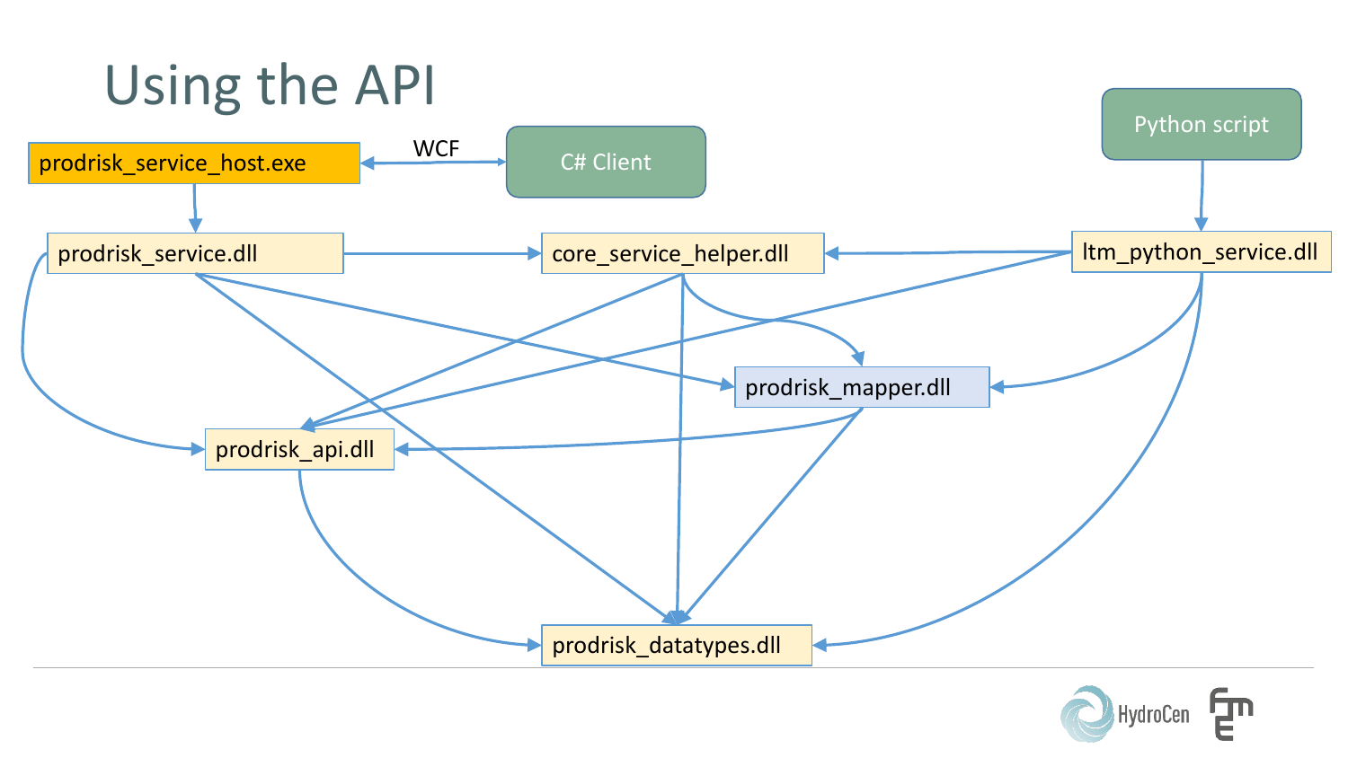# Using the API

prodrisk_service_host.exe

WCF

C# Client

Python script

prodrisk_service.dll

core_service_helper.dll

ltm_python_service.dll

prodrisk_mapper.dll

prodrisk_api.dll

prodrisk_datatypes.dll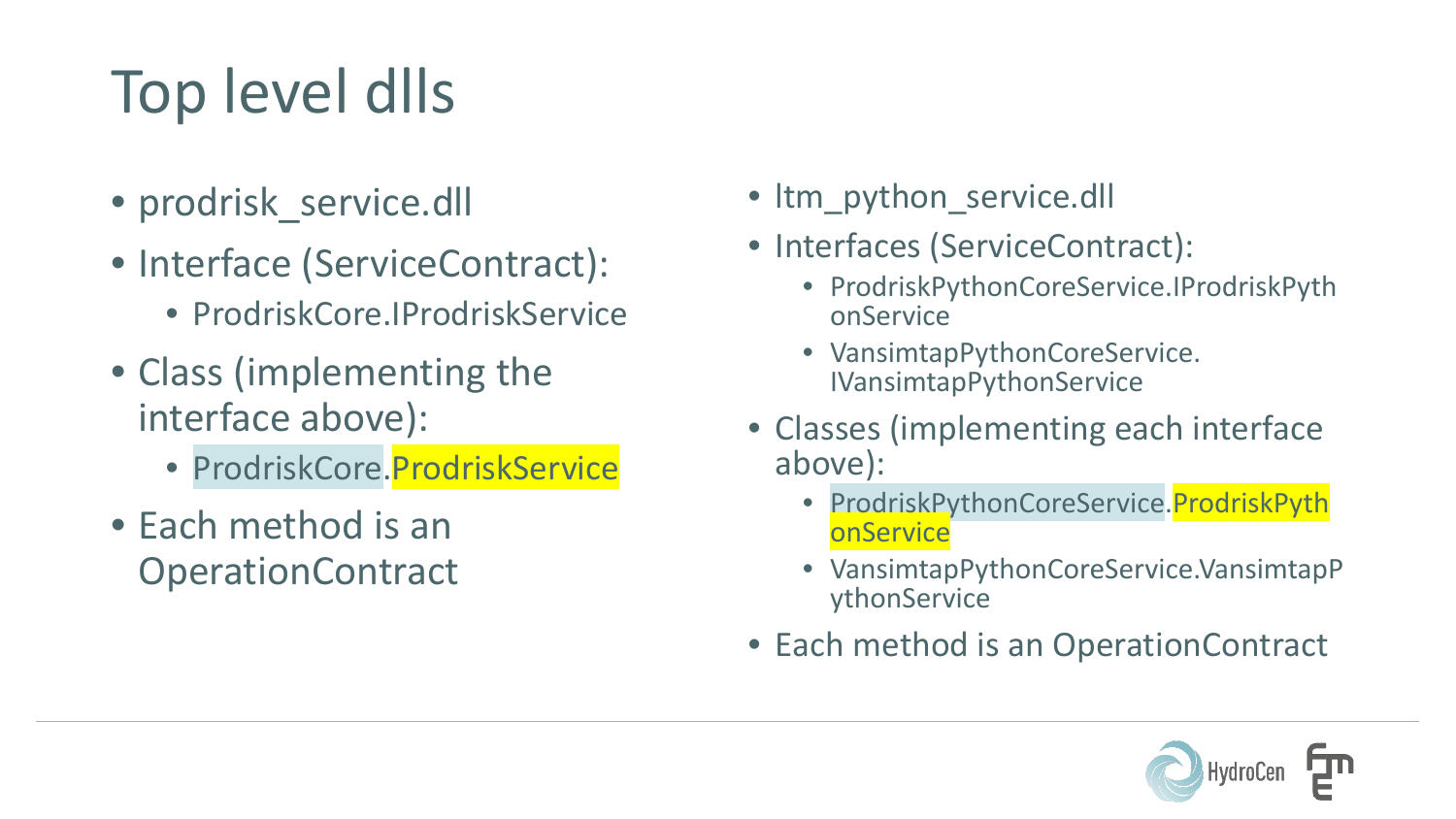# Top level dlls

- prodrisk_service.dll
- Interface (ServiceContract):
  - ProdriskCore.IProdriskService
- Class (implementing the interface above):
  - ProdriskCore.ProdriskService
- Each method is an OperationContract

- ltm_python_service.dll
- Interfaces (ServiceContract):
  - ProdriskPythonCoreService.IProdriskPythonService
  - VansimtapPythonCoreService.IVansimtapPythonService
- Classes (implementing each interface above):
  - ProdriskPythonCoreService.ProdriskPythonService
  - VansimtapPythonCoreService.VansimtapPythonService
- Each method is an OperationContract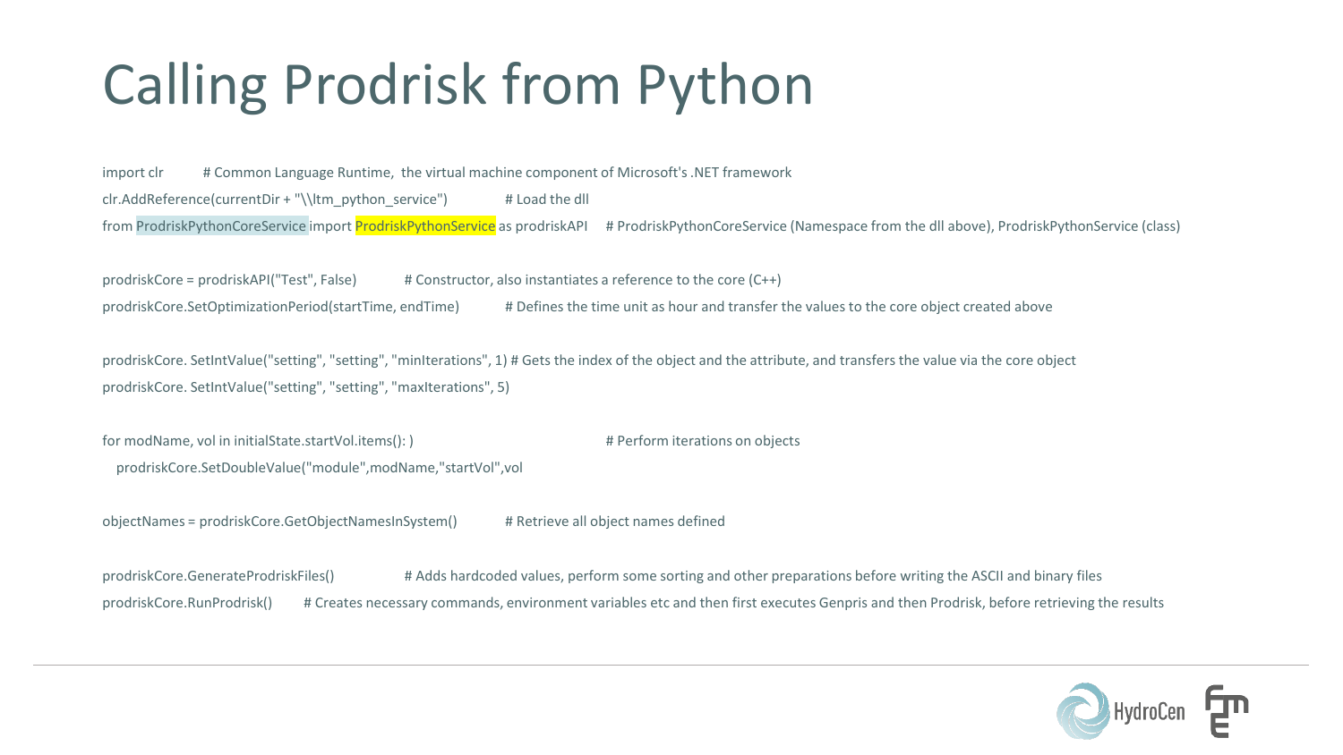# Calling Prodrisk from Python

```
import clr          # Common Language Runtime,  the virtual machine component of Microsoft's .NET framework
clr.AddReference(currentDir + "\\ltm_python_service")          # Load the dll
from ProdriskPythonCoreService import ProdriskPythonService as prodriskAPI     # ProdriskPythonCoreService (Namespace from the dll above), ProdriskPythonService (class)

prodriskCore = prodriskAPI("Test", False)          # Constructor, also instantiates a reference to the core (C++)
prodriskCore.SetOptimizationPeriod(startTime, endTime)          # Defines the time unit as hour and transfer the values to the core object created above

prodriskCore. SetIntValue("setting", "setting", "minIterations", 1) # Gets the index of the object and the attribute, and transfers the value via the core object
prodriskCore. SetIntValue("setting", "setting", "maxIterations", 5)

for modName, vol in initialState.startVol.items(): )                    # Perform iterations on objects
   prodriskCore.SetDoubleValue("module",modName,"startVol",vol

objectNames = prodriskCore.GetObjectNamesInSystem()          # Retrieve all object names defined

prodriskCore.GenerateProdriskFiles()          # Adds hardcoded values, perform some sorting and other preparations before writing the ASCII and binary files
prodriskCore.RunProdrisk()      # Creates necessary commands, environment variables etc and then first executes Genpris and then Prodrisk, before retrieving the results
```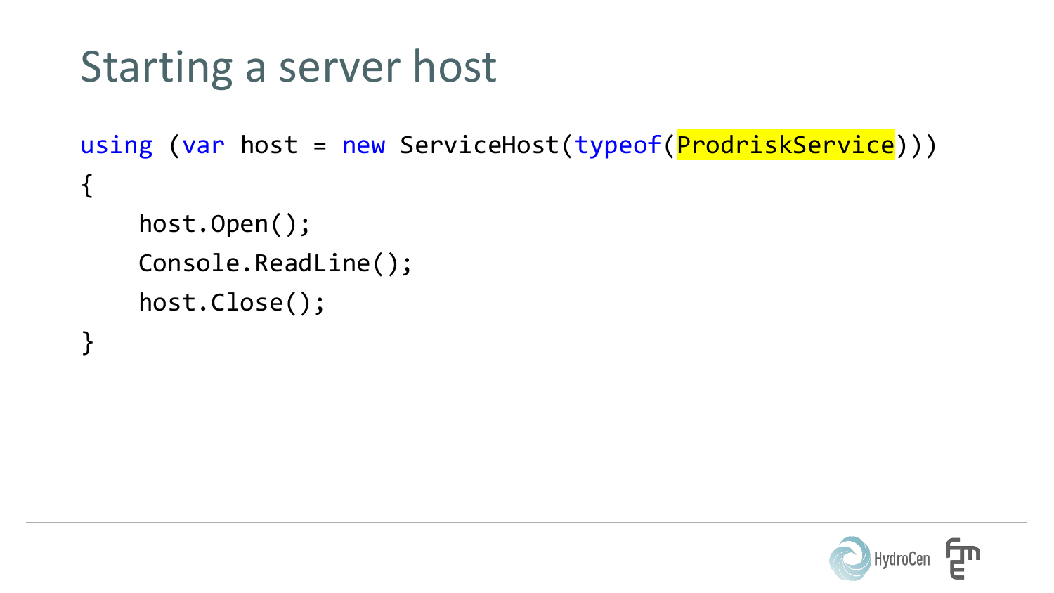# Starting a server host

```
using (var host = new ServiceHost(typeof(ProdriskService)))
{
    host.Open();
    Console.ReadLine();
    host.Close();
}
```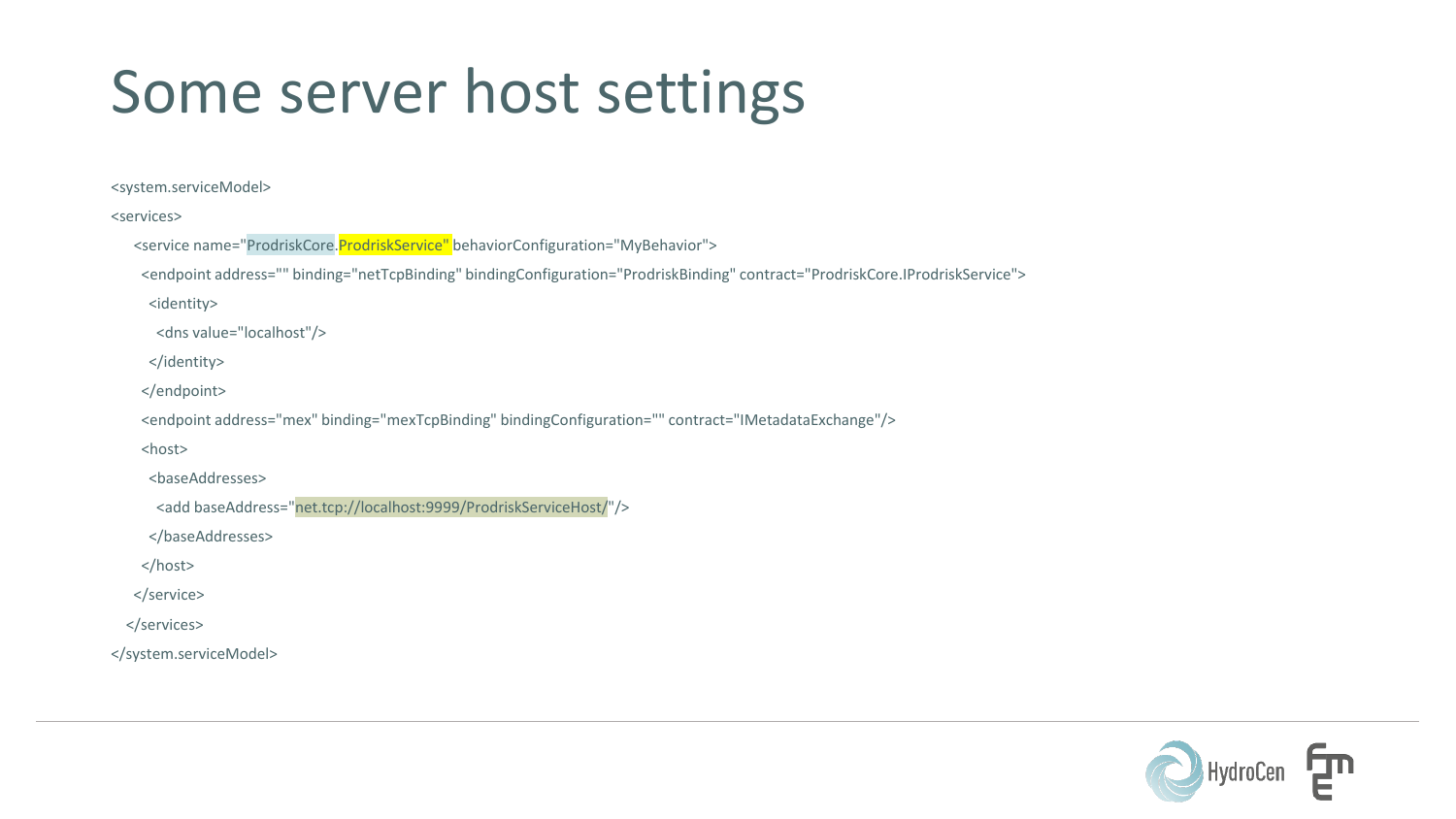# Some server host settings

```
<system.serviceModel>
<services>
   <service name="ProdriskCore.ProdriskService" behaviorConfiguration="MyBehavior">
     <endpoint address="" binding="netTcpBinding" bindingConfiguration="ProdriskBinding" contract="ProdriskCore.IProdriskService">
       <identity>
         <dns value="localhost"/>
       </identity>
     </endpoint>
     <endpoint address="mex" binding="mexTcpBinding" bindingConfiguration="" contract="IMetadataExchange"/>
     <host>
       <baseAddresses>
         <add baseAddress="net.tcp://localhost:9999/ProdriskServiceHost/"/>
       </baseAddresses>
     </host>
   </service>
  </services>
</system.serviceModel>
```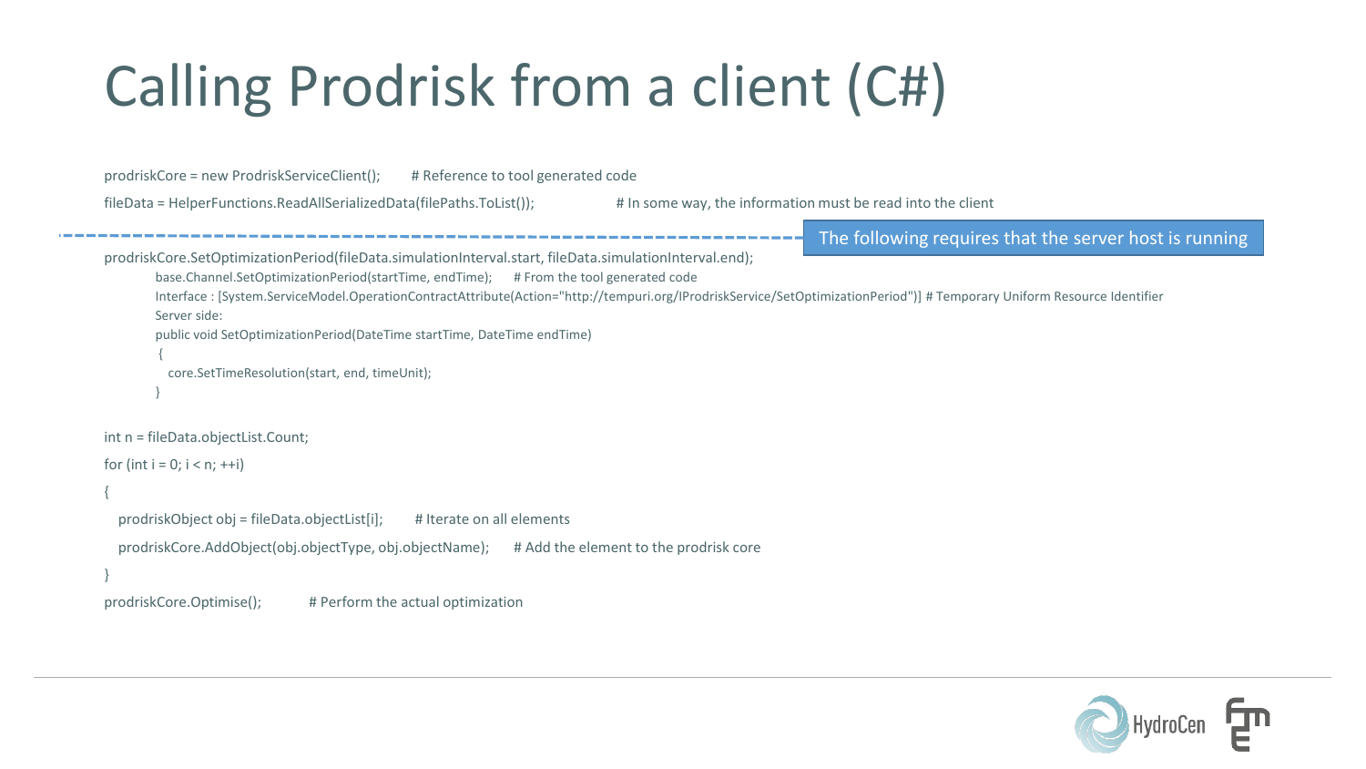# Calling Prodrisk from a client (C#)

```
prodriskCore = new ProdriskServiceClient();        # Reference to tool generated code

fileData = HelperFunctions.ReadAllSerializedData(filePaths.ToList());        # In some way, the information must be read into the client
```

The following requires that the server host is running

```
prodriskCore.SetOptimizationPeriod(fileData.simulationInterval.start, fileData.simulationInterval.end);
        base.Channel.SetOptimizationPeriod(startTime, endTime);     # From the tool generated code
        Interface : [System.ServiceModel.OperationContractAttribute(Action="http://tempuri.org/IProdriskService/SetOptimizationPeriod")] # Temporary Uniform Resource Identifier
        Server side:
        public void SetOptimizationPeriod(DateTime startTime, DateTime endTime)
         {
           core.SetTimeResolution(start, end, timeUnit);
         }

int n = fileData.objectList.Count;
for (int i = 0; i < n; ++i)
{
   prodriskObject obj = fileData.objectList[i];        # Iterate on all elements
   prodriskCore.AddObject(obj.objectType, obj.objectName);      # Add the element to the prodrisk core
}
prodriskCore.Optimise();          # Perform the actual optimization
```